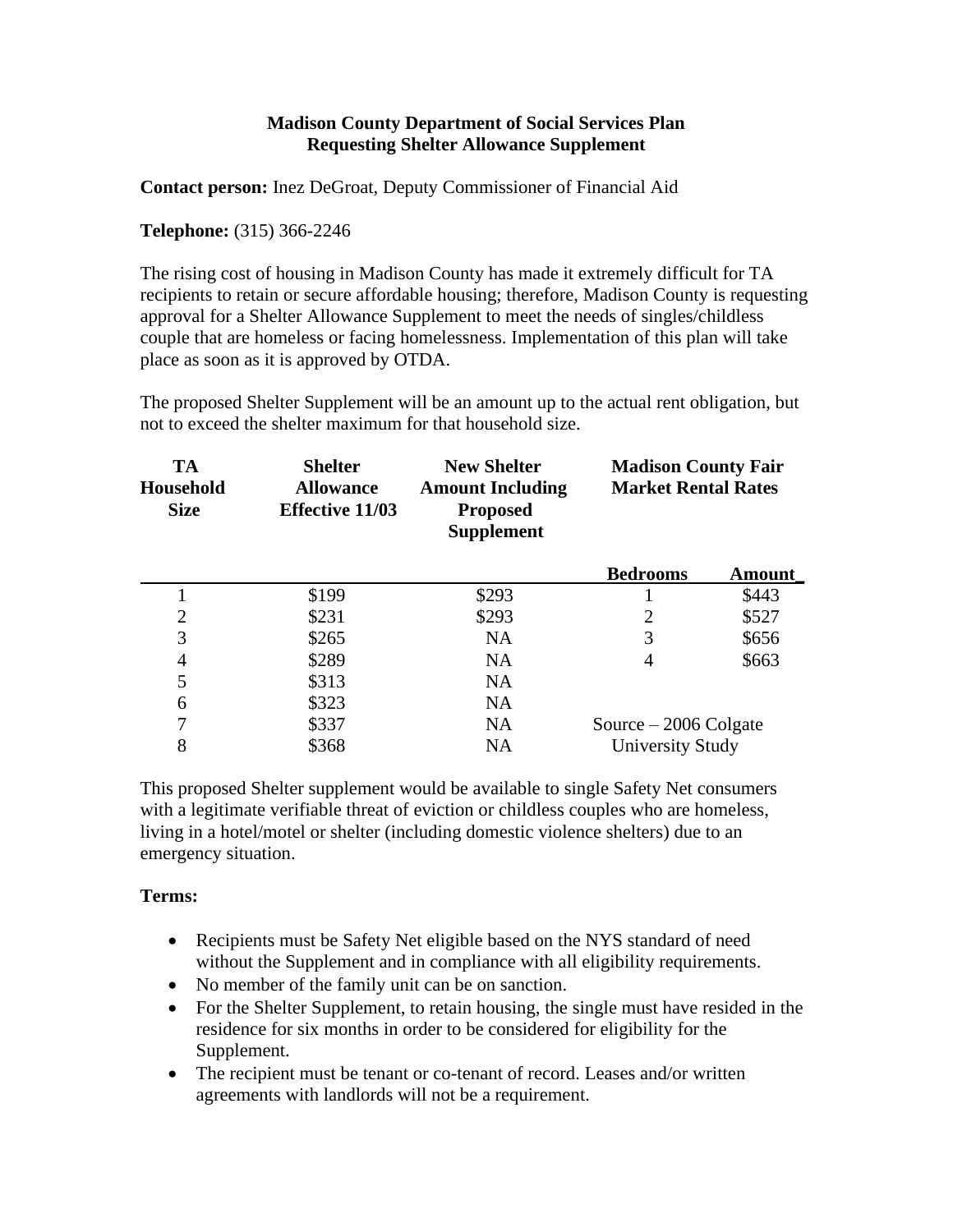**Madison County Department of Social Services Plan**
**Requesting Shelter Allowance Supplement**

**Contact person:** Inez DeGroat, Deputy Commissioner of Financial Aid

**Telephone:** (315) 366-2246

The rising cost of housing in Madison County has made it extremely difficult for TA recipients to retain or secure affordable housing; therefore, Madison County is requesting approval for a Shelter Allowance Supplement to meet the needs of singles/childless couple that are homeless or facing homelessness. Implementation of this plan will take place as soon as it is approved by OTDA.

The proposed Shelter Supplement will be an amount up to the actual rent obligation, but not to exceed the shelter maximum for that household size.

| TA Household Size | Shelter Allowance Effective 11/03 | New Shelter Amount Including Proposed Supplement | Madison County Fair Market Rental Rates | |
|---|---|---|---|---|
| | | | **Bedrooms** | **Amount** |
| 1 | $199 | $293 | 1 | $443 |
| 2 | $231 | $293 | 2 | $527 |
| 3 | $265 | NA | 3 | $656 |
| 4 | $289 | NA | 4 | $663 |
| 5 | $313 | NA | | |
| 6 | $323 | NA | | |
| 7 | $337 | NA | Source – 2006 Colgate | |
| 8 | $368 | NA | University Study | |

This proposed Shelter supplement would be available to single Safety Net consumers with a legitimate verifiable threat of eviction or childless couples who are homeless, living in a hotel/motel or shelter (including domestic violence shelters) due to an emergency situation.

**Terms:**

- Recipients must be Safety Net eligible based on the NYS standard of need without the Supplement and in compliance with all eligibility requirements.
- No member of the family unit can be on sanction.
- For the Shelter Supplement, to retain housing, the single must have resided in the residence for six months in order to be considered for eligibility for the Supplement.
- The recipient must be tenant or co-tenant of record. Leases and/or written agreements with landlords will not be a requirement.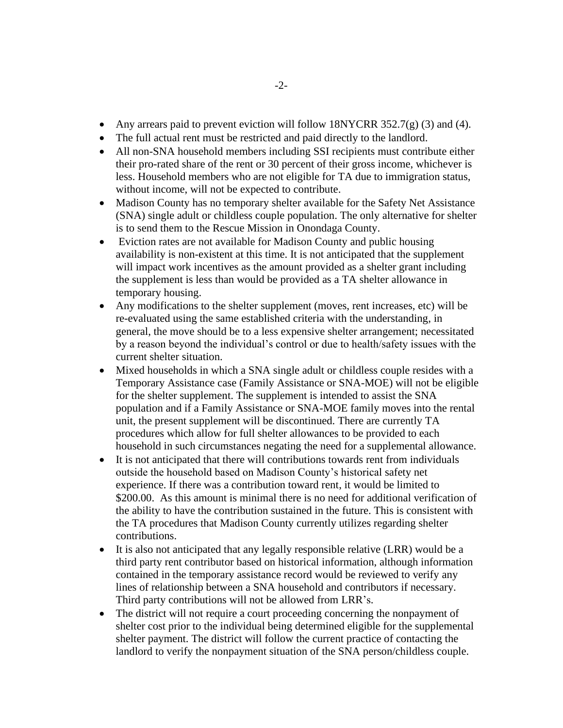- Any arrears paid to prevent eviction will follow 18NYCRR 352.7(g) (3) and (4).
- The full actual rent must be restricted and paid directly to the landlord.
- All non-SNA household members including SSI recipients must contribute either their pro-rated share of the rent or 30 percent of their gross income, whichever is less. Household members who are not eligible for TA due to immigration status, without income, will not be expected to contribute.
- Madison County has no temporary shelter available for the Safety Net Assistance (SNA) single adult or childless couple population. The only alternative for shelter is to send them to the Rescue Mission in Onondaga County.
- Eviction rates are not available for Madison County and public housing availability is non-existent at this time. It is not anticipated that the supplement will impact work incentives as the amount provided as a shelter grant including the supplement is less than would be provided as a TA shelter allowance in temporary housing.
- Any modifications to the shelter supplement (moves, rent increases, etc) will be re-evaluated using the same established criteria with the understanding, in general, the move should be to a less expensive shelter arrangement; necessitated by a reason beyond the individual's control or due to health/safety issues with the current shelter situation.
- Mixed households in which a SNA single adult or childless couple resides with a Temporary Assistance case (Family Assistance or SNA-MOE) will not be eligible for the shelter supplement. The supplement is intended to assist the SNA population and if a Family Assistance or SNA-MOE family moves into the rental unit, the present supplement will be discontinued. There are currently TA procedures which allow for full shelter allowances to be provided to each household in such circumstances negating the need for a supplemental allowance.
- It is not anticipated that there will contributions towards rent from individuals outside the household based on Madison County's historical safety net experience. If there was a contribution toward rent, it would be limited to $200.00. As this amount is minimal there is no need for additional verification of the ability to have the contribution sustained in the future. This is consistent with the TA procedures that Madison County currently utilizes regarding shelter contributions.
- It is also not anticipated that any legally responsible relative (LRR) would be a third party rent contributor based on historical information, although information contained in the temporary assistance record would be reviewed to verify any lines of relationship between a SNA household and contributors if necessary. Third party contributions will not be allowed from LRR's.
- The district will not require a court proceeding concerning the nonpayment of shelter cost prior to the individual being determined eligible for the supplemental shelter payment. The district will follow the current practice of contacting the landlord to verify the nonpayment situation of the SNA person/childless couple.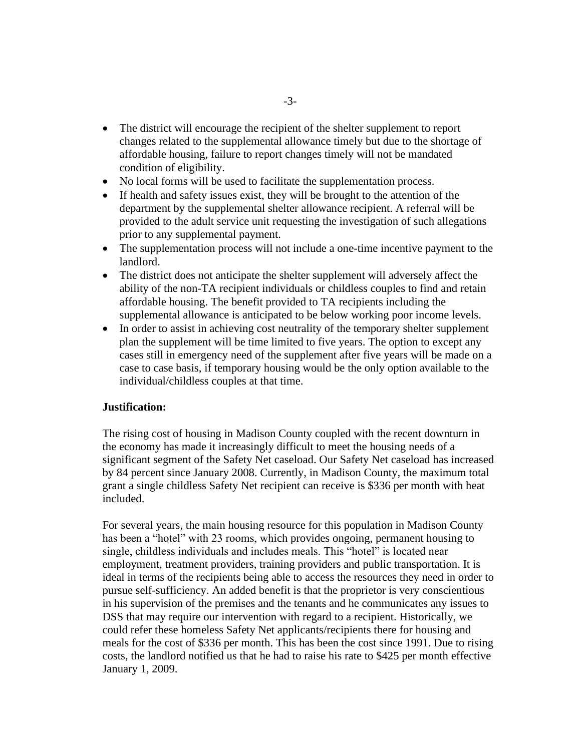- The district will encourage the recipient of the shelter supplement to report changes related to the supplemental allowance timely but due to the shortage of affordable housing, failure to report changes timely will not be mandated condition of eligibility.
- No local forms will be used to facilitate the supplementation process.
- If health and safety issues exist, they will be brought to the attention of the department by the supplemental shelter allowance recipient. A referral will be provided to the adult service unit requesting the investigation of such allegations prior to any supplemental payment.
- The supplementation process will not include a one-time incentive payment to the landlord.
- The district does not anticipate the shelter supplement will adversely affect the ability of the non-TA recipient individuals or childless couples to find and retain affordable housing. The benefit provided to TA recipients including the supplemental allowance is anticipated to be below working poor income levels.
- In order to assist in achieving cost neutrality of the temporary shelter supplement plan the supplement will be time limited to five years. The option to except any cases still in emergency need of the supplement after five years will be made on a case to case basis, if temporary housing would be the only option available to the individual/childless couples at that time.

**Justification:**

The rising cost of housing in Madison County coupled with the recent downturn in the economy has made it increasingly difficult to meet the housing needs of a significant segment of the Safety Net caseload. Our Safety Net caseload has increased by 84 percent since January 2008. Currently, in Madison County, the maximum total grant a single childless Safety Net recipient can receive is $336 per month with heat included.

For several years, the main housing resource for this population in Madison County has been a "hotel" with 23 rooms, which provides ongoing, permanent housing to single, childless individuals and includes meals. This "hotel" is located near employment, treatment providers, training providers and public transportation. It is ideal in terms of the recipients being able to access the resources they need in order to pursue self-sufficiency. An added benefit is that the proprietor is very conscientious in his supervision of the premises and the tenants and he communicates any issues to DSS that may require our intervention with regard to a recipient. Historically, we could refer these homeless Safety Net applicants/recipients there for housing and meals for the cost of $336 per month. This has been the cost since 1991. Due to rising costs, the landlord notified us that he had to raise his rate to $425 per month effective January 1, 2009.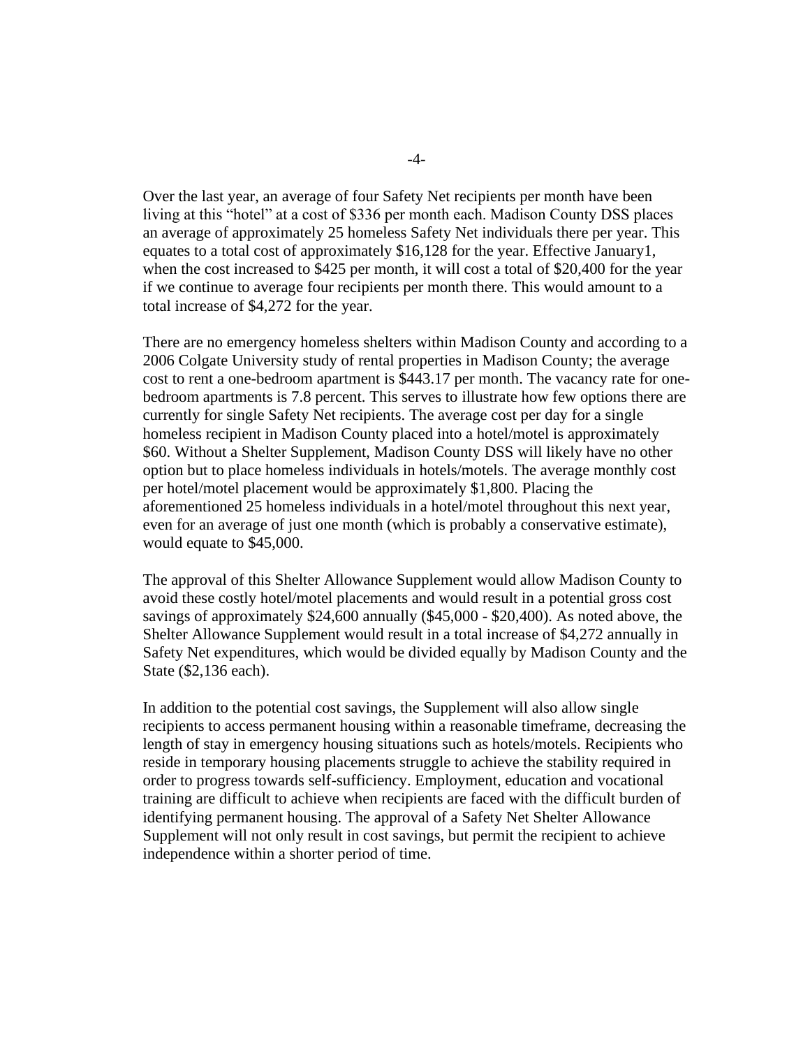Over the last year, an average of four Safety Net recipients per month have been living at this "hotel" at a cost of $336 per month each. Madison County DSS places an average of approximately 25 homeless Safety Net individuals there per year. This equates to a total cost of approximately $16,128 for the year. Effective January1, when the cost increased to $425 per month, it will cost a total of $20,400 for the year if we continue to average four recipients per month there. This would amount to a total increase of $4,272 for the year.

There are no emergency homeless shelters within Madison County and according to a 2006 Colgate University study of rental properties in Madison County; the average cost to rent a one-bedroom apartment is $443.17 per month. The vacancy rate for one-bedroom apartments is 7.8 percent. This serves to illustrate how few options there are currently for single Safety Net recipients. The average cost per day for a single homeless recipient in Madison County placed into a hotel/motel is approximately $60. Without a Shelter Supplement, Madison County DSS will likely have no other option but to place homeless individuals in hotels/motels. The average monthly cost per hotel/motel placement would be approximately $1,800. Placing the aforementioned 25 homeless individuals in a hotel/motel throughout this next year, even for an average of just one month (which is probably a conservative estimate), would equate to $45,000.

The approval of this Shelter Allowance Supplement would allow Madison County to avoid these costly hotel/motel placements and would result in a potential gross cost savings of approximately $24,600 annually ($45,000 - $20,400). As noted above, the Shelter Allowance Supplement would result in a total increase of $4,272 annually in Safety Net expenditures, which would be divided equally by Madison County and the State ($2,136 each).

In addition to the potential cost savings, the Supplement will also allow single recipients to access permanent housing within a reasonable timeframe, decreasing the length of stay in emergency housing situations such as hotels/motels. Recipients who reside in temporary housing placements struggle to achieve the stability required in order to progress towards self-sufficiency. Employment, education and vocational training are difficult to achieve when recipients are faced with the difficult burden of identifying permanent housing. The approval of a Safety Net Shelter Allowance Supplement will not only result in cost savings, but permit the recipient to achieve independence within a shorter period of time.